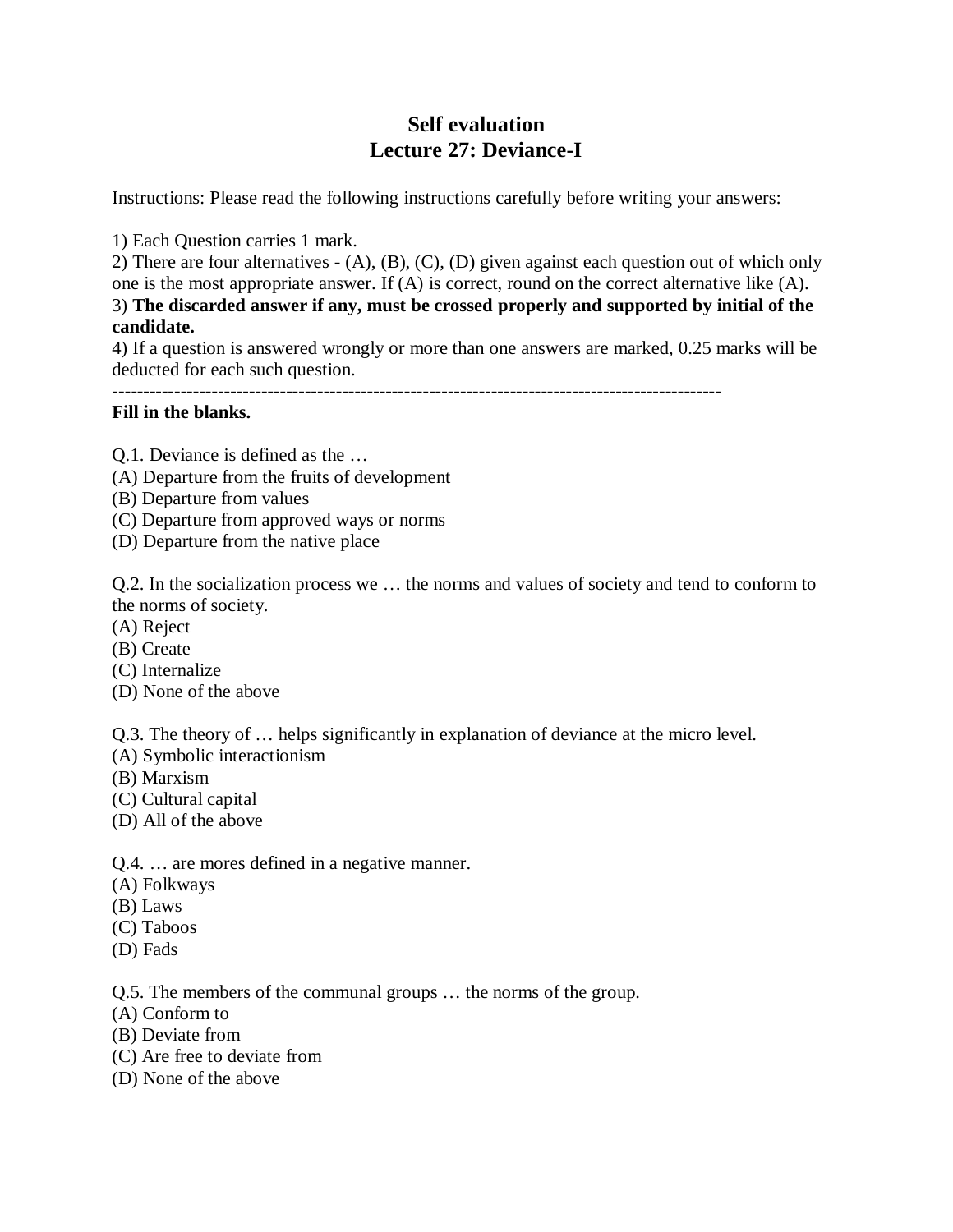# Self evaluation
# Lecture 27: Deviance-I

Instructions: Please read the following instructions carefully before writing your answers:

1) Each Question carries 1 mark.
2) There are four alternatives - (A), (B), (C), (D) given against each question out of which only one is the most appropriate answer. If (A) is correct, round on the correct alternative like (A).
3) **The discarded answer if any, must be crossed properly and supported by initial of the candidate.**
4) If a question is answered wrongly or more than one answers are marked, 0.25 marks will be deducted for each such question.

---

**Fill in the blanks.**

Q.1. Deviance is defined as the …
(A) Departure from the fruits of development
(B) Departure from values
(C) Departure from approved ways or norms
(D) Departure from the native place

Q.2. In the socialization process we … the norms and values of society and tend to conform to the norms of society.
(A) Reject
(B) Create
(C) Internalize
(D) None of the above

Q.3. The theory of … helps significantly in explanation of deviance at the micro level.
(A) Symbolic interactionism
(B) Marxism
(C) Cultural capital
(D) All of the above

Q.4. … are mores defined in a negative manner.
(A) Folkways
(B) Laws
(C) Taboos
(D) Fads

Q.5. The members of the communal groups … the norms of the group.
(A) Conform to
(B) Deviate from
(C) Are free to deviate from
(D) None of the above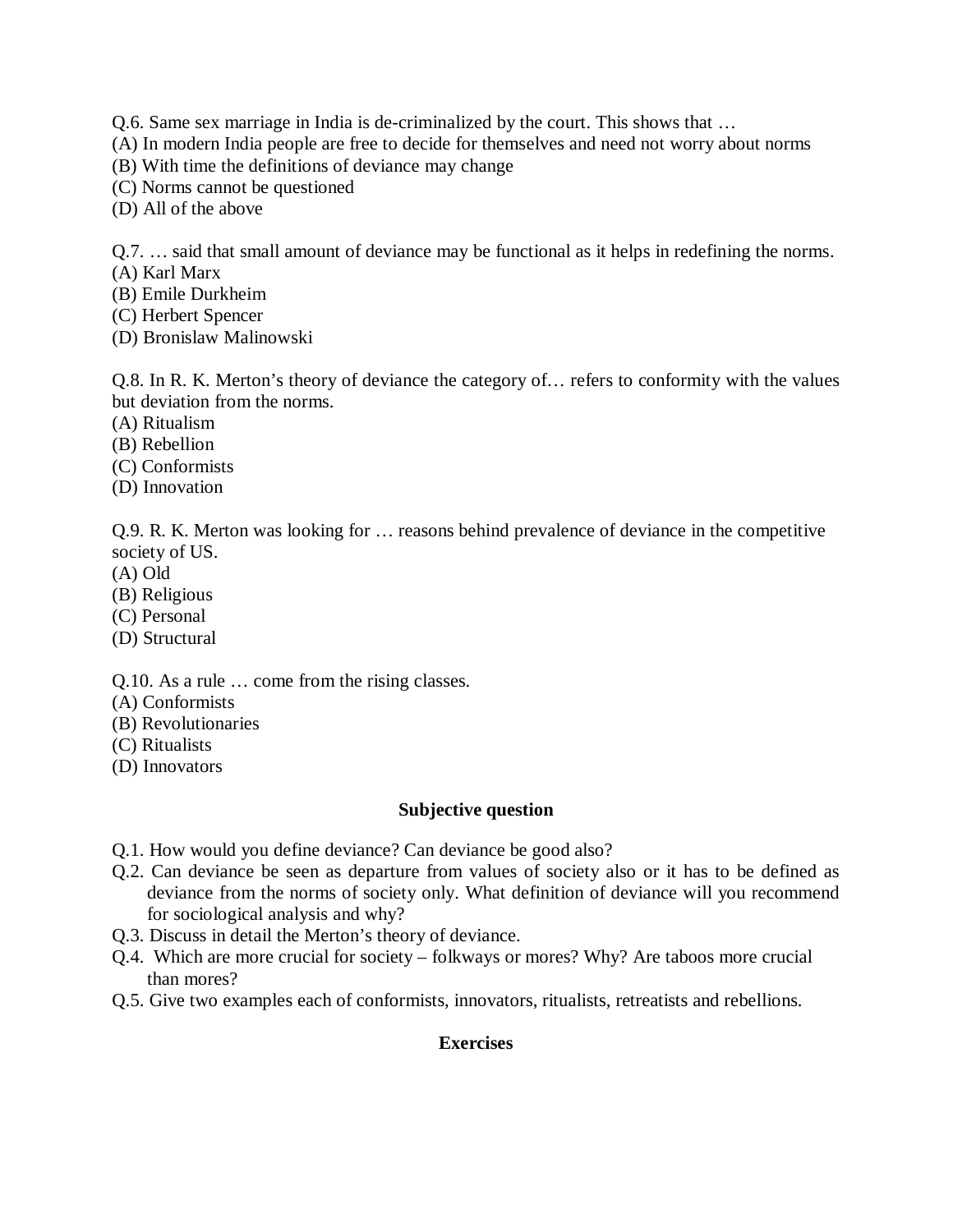Q.6. Same sex marriage in India is de-criminalized by the court. This shows that …
(A) In modern India people are free to decide for themselves and need not worry about norms
(B) With time the definitions of deviance may change
(C) Norms cannot be questioned
(D) All of the above

Q.7. … said that small amount of deviance may be functional as it helps in redefining the norms.
(A) Karl Marx
(B) Emile Durkheim
(C) Herbert Spencer
(D) Bronislaw Malinowski

Q.8. In R. K. Merton's theory of deviance the category of… refers to conformity with the values but deviation from the norms.
(A) Ritualism
(B) Rebellion
(C) Conformists
(D) Innovation

Q.9. R. K. Merton was looking for … reasons behind prevalence of deviance in the competitive society of US.
(A) Old
(B) Religious
(C) Personal
(D) Structural

Q.10. As a rule … come from the rising classes.
(A) Conformists
(B) Revolutionaries
(C) Ritualists
(D) Innovators

**Subjective question**

Q.1. How would you define deviance? Can deviance be good also?
Q.2. Can deviance be seen as departure from values of society also or it has to be defined as deviance from the norms of society only. What definition of deviance will you recommend for sociological analysis and why?
Q.3. Discuss in detail the Merton's theory of deviance.
Q.4. Which are more crucial for society – folkways or mores? Why? Are taboos more crucial than mores?
Q.5. Give two examples each of conformists, innovators, ritualists, retreatists and rebellions.

**Exercises**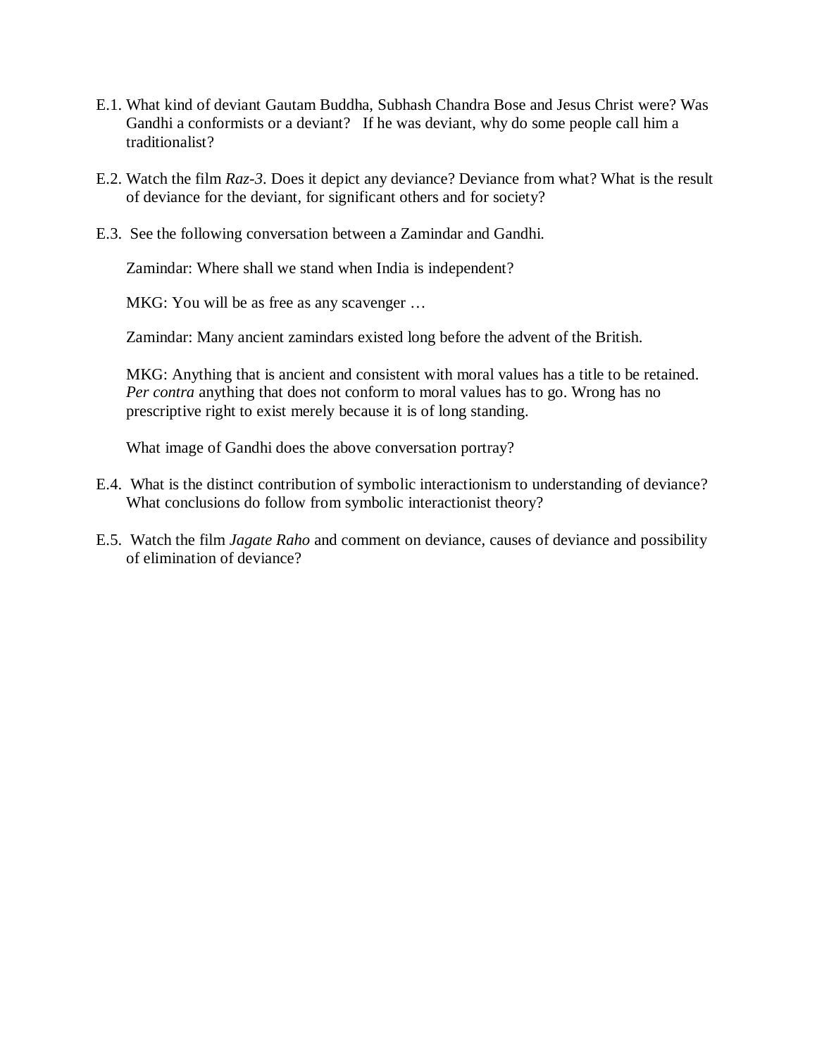E.1. What kind of deviant Gautam Buddha, Subhash Chandra Bose and Jesus Christ were? Was Gandhi a conformists or a deviant? If he was deviant, why do some people call him a traditionalist?

E.2. Watch the film *Raz-3*. Does it depict any deviance? Deviance from what? What is the result of deviance for the deviant, for significant others and for society?

E.3. See the following conversation between a Zamindar and Gandhi.

Zamindar: Where shall we stand when India is independent?

MKG: You will be as free as any scavenger …

Zamindar: Many ancient zamindars existed long before the advent of the British.

MKG: Anything that is ancient and consistent with moral values has a title to be retained. *Per contra* anything that does not conform to moral values has to go. Wrong has no prescriptive right to exist merely because it is of long standing.

What image of Gandhi does the above conversation portray?

E.4. What is the distinct contribution of symbolic interactionism to understanding of deviance? What conclusions do follow from symbolic interactionist theory?

E.5. Watch the film *Jagate Raho* and comment on deviance, causes of deviance and possibility of elimination of deviance?